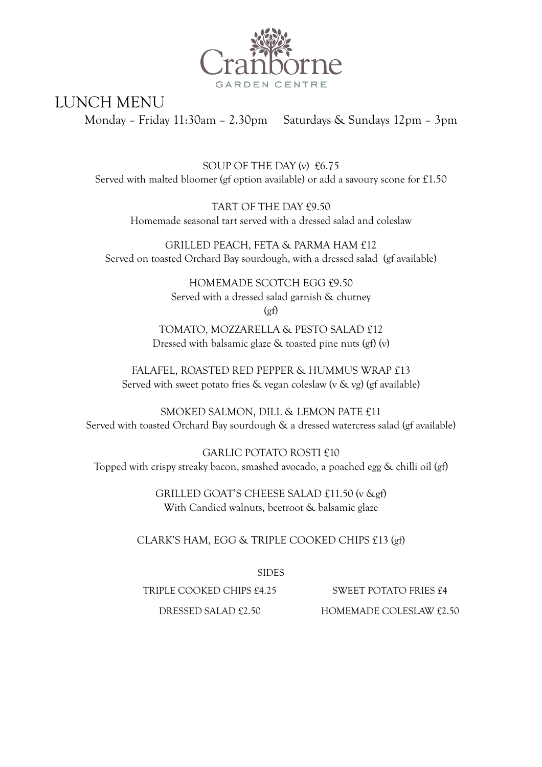# Cranborne

GARDEN CENTRE

## LUNCH MENU

Monday – Friday 11:30am – 2.30pm     Saturdays & Sundays 12pm – 3pm

SOUP OF THE DAY (v)  £6.75
Served with malted bloomer (gf option available) or add a savoury scone for £1.50

TART OF THE DAY £9.50
Homemade seasonal tart served with a dressed salad and coleslaw

GRILLED PEACH, FETA & PARMA HAM £12
Served on toasted Orchard Bay sourdough, with a dressed salad  (gf available)

HOMEMADE SCOTCH EGG £9.50
Served with a dressed salad garnish & chutney
(gf)

TOMATO, MOZZARELLA & PESTO SALAD £12
Dressed with balsamic glaze & toasted pine nuts (gf) (v)

FALAFEL, ROASTED RED PEPPER & HUMMUS WRAP £13
Served with sweet potato fries & vegan coleslaw (v & vg) (gf available)

SMOKED SALMON, DILL & LEMON PATE £11
Served with toasted Orchard Bay sourdough & a dressed watercress salad (gf available)

GARLIC POTATO ROSTI £10
Topped with crispy streaky bacon, smashed avocado, a poached egg & chilli oil (gf)

GRILLED GOAT'S CHEESE SALAD £11.50 (v &gf)
With Candied walnuts, beetroot & balsamic glaze

CLARK'S HAM, EGG & TRIPLE COOKED CHIPS £13 (gf)

### SIDES

TRIPLE COOKED CHIPS £4.25

SWEET POTATO FRIES £4

DRESSED SALAD £2.50

HOMEMADE COLESLAW £2.50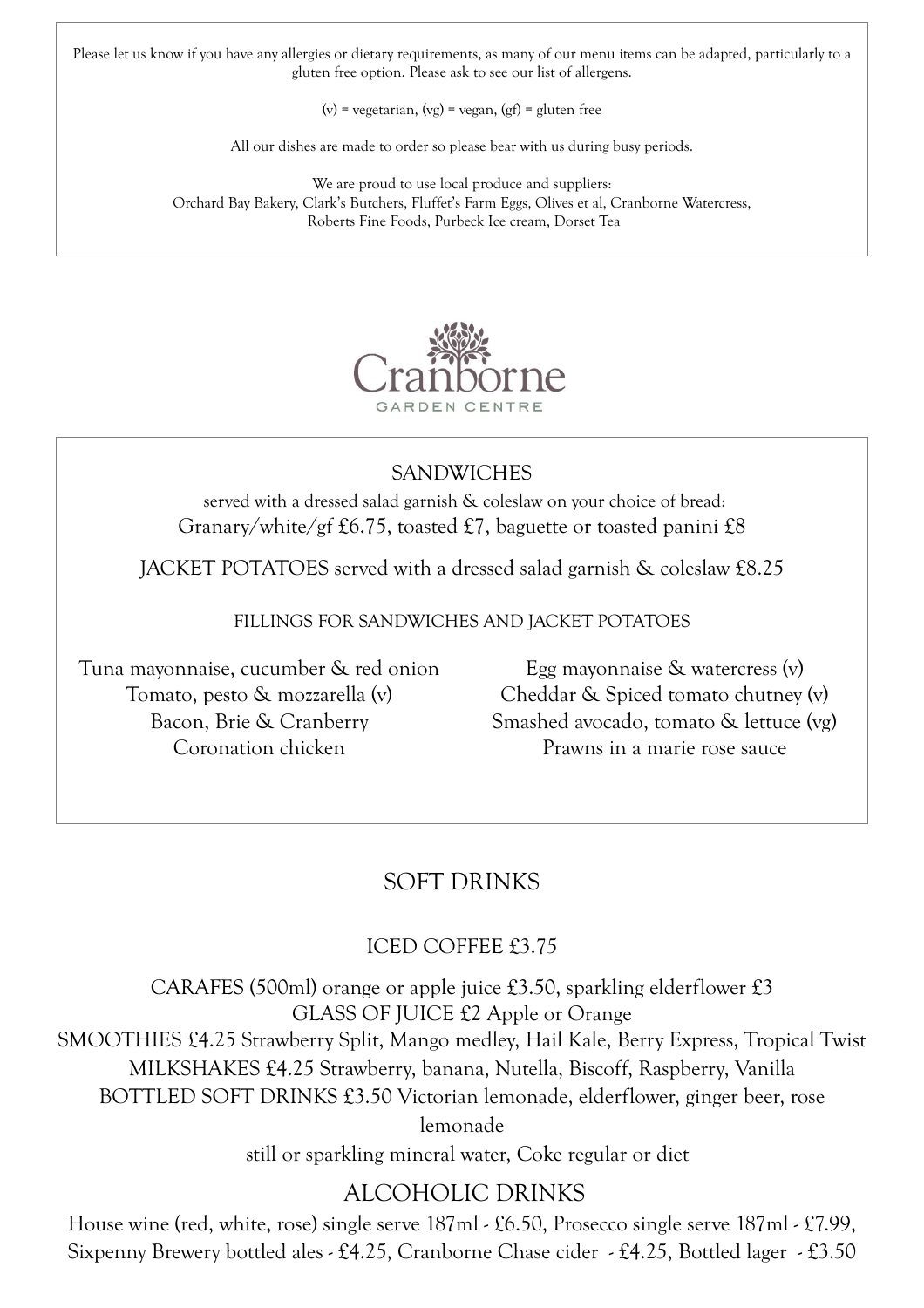Please let us know if you have any allergies or dietary requirements, as many of our menu items can be adapted, particularly to a gluten free option. Please ask to see our list of allergens.

(v) = vegetarian, (vg) = vegan, (gf) = gluten free

All our dishes are made to order so please bear with us during busy periods.

We are proud to use local produce and suppliers:
Orchard Bay Bakery, Clark's Butchers, Fluffet's Farm Eggs, Olives et al, Cranborne Watercress, Roberts Fine Foods, Purbeck Ice cream, Dorset Tea

Cranborne
GARDEN CENTRE

## SANDWICHES

served with a dressed salad garnish & coleslaw on your choice of bread:
Granary/white/gf £6.75, toasted £7, baguette or toasted panini £8

JACKET POTATOES served with a dressed salad garnish & coleslaw £8.25

### FILLINGS FOR SANDWICHES AND JACKET POTATOES

Tuna mayonnaise, cucumber & red onion
Tomato, pesto & mozzarella (v)
Bacon, Brie & Cranberry
Coronation chicken
Egg mayonnaise & watercress (v)
Cheddar & Spiced tomato chutney (v)
Smashed avocado, tomato & lettuce (vg)
Prawns in a marie rose sauce

## SOFT DRINKS

ICED COFFEE £3.75

CARAFES (500ml) orange or apple juice £3.50, sparkling elderflower £3
GLASS OF JUICE £2 Apple or Orange
SMOOTHIES £4.25 Strawberry Split, Mango medley, Hail Kale, Berry Express, Tropical Twist
MILKSHAKES £4.25 Strawberry, banana, Nutella, Biscoff, Raspberry, Vanilla
BOTTLED SOFT DRINKS £3.50 Victorian lemonade, elderflower, ginger beer, rose lemonade
still or sparkling mineral water, Coke regular or diet

## ALCOHOLIC DRINKS

House wine (red, white, rose) single serve 187ml - £6.50, Prosecco single serve 187ml - £7.99, Sixpenny Brewery bottled ales - £4.25, Cranborne Chase cider - £4.25, Bottled lager - £3.50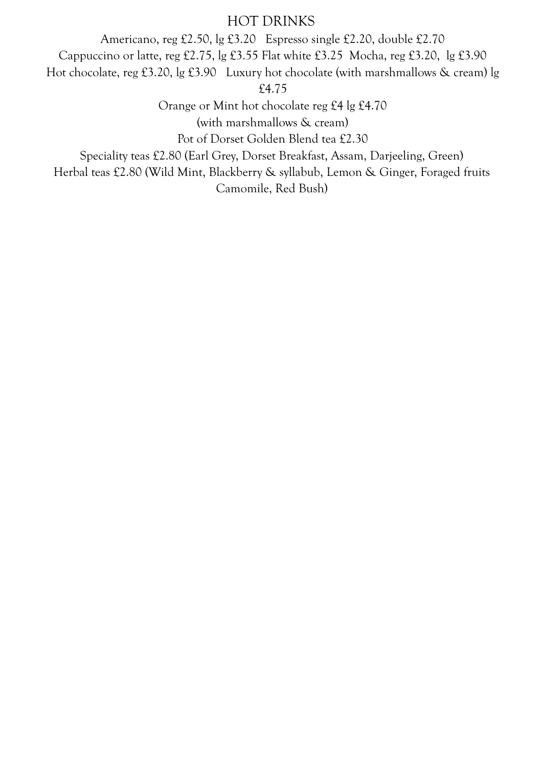# HOT DRINKS

Americano, reg £2.50, lg £3.20   Espresso single £2.20, double £2.70

Cappuccino or latte, reg £2.75, lg £3.55 Flat white £3.25  Mocha, reg £3.20,  lg £3.90

Hot chocolate, reg £3.20, lg £3.90   Luxury hot chocolate (with marshmallows & cream) lg £4.75

Orange or Mint hot chocolate reg £4 lg £4.70
(with marshmallows & cream)

Pot of Dorset Golden Blend tea £2.30

Speciality teas £2.80 (Earl Grey, Dorset Breakfast, Assam, Darjeeling, Green)

Herbal teas £2.80 (Wild Mint, Blackberry & syllabub, Lemon & Ginger, Foraged fruits Camomile, Red Bush)